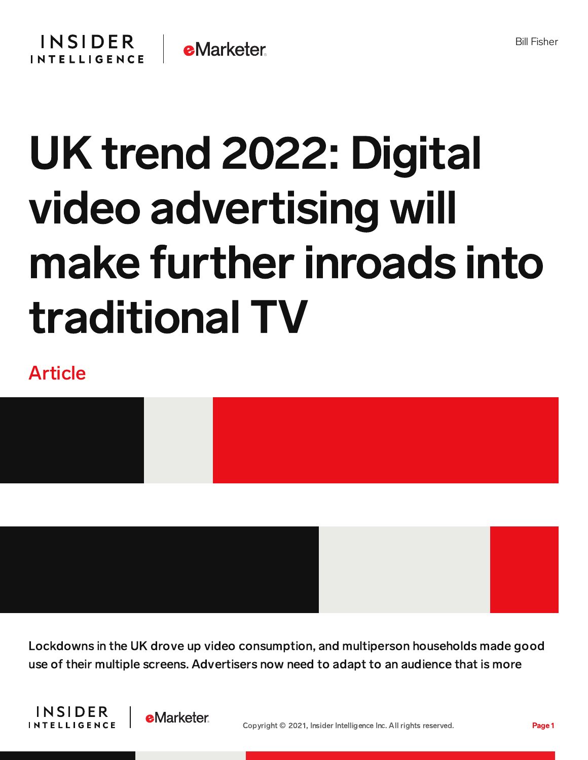Bill Fisher

# UK trend 2022: Digital video advertising will make further inroads into traditional TV

Article

Lockdowns in the UK drove up video consumption, and multiperson households made good use of their multiple screens. Advertisers now need to adapt to an audience that is more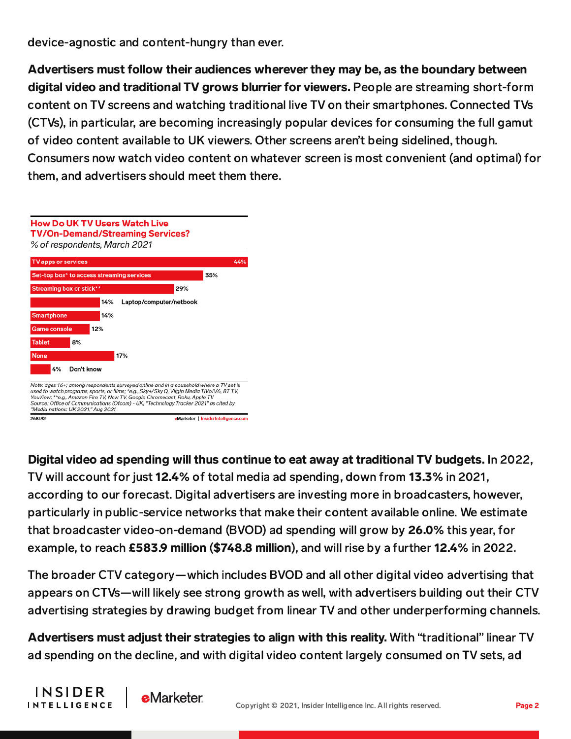device-agnostic and content-hungry than ever.

**Advertisers must follow their audiences wherever they may be, as the boundary between digital video and traditional TV grows blurrier for viewers.** People are streaming short-form content on TV screens and watching traditional live TV on their smartphones. Connected TVs (CTVs), in particular, are becoming increasingly popular devices for consuming the full gamut of video content available to UK viewers. Other screens aren't being sidelined, though. Consumers now watch video content on whatever screen is most convenient (and optimal) for them, and advertisers should meet them there.

**How Do UK TV Users Watch Live TV/On-Demand/Streaming Services?**
*% of respondents, March 2021*

TV apps or services 44%
Set-top box* to access streaming services 35%
Streaming box or stick** 29%
Laptop/computer/netbook 14%
Smartphone 14%
Game console 12%
Tablet 8%
None 17%
Don't know 4%

Note: ages 16+; among respondents surveyed online and in a household where a TV set is used to watch programs, sports, or films; *e.g., Sky+/Sky Q, Virgin Media TiVo/V6, BT TV, YouView; **e.g., Amazon Fire TV, Now TV, Google Chromecast, Roku, Apple TV
Source: Office of Communications (Ofcom) - UK, "Technology Tracker 2021" as cited by "Media nations: UK 2021," Aug 2021
268492 eMarketer | InsiderIntelligence.com

**Digital video ad spending will thus continue to eat away at traditional TV budgets.** In 2022, TV will account for just **12.4%** of total media ad spending, down from **13.3%** in 2021, according to our forecast. Digital advertisers are investing more in broadcasters, however, particularly in public-service networks that make their content available online. We estimate that broadcaster video-on-demand (BVOD) ad spending will grow by **26.0%** this year, for example, to reach **£583.9 million ($748.8 million)**, and will rise by a further **12.4%** in 2022.

The broader CTV category—which includes BVOD and all other digital video advertising that appears on CTVs—will likely see strong growth as well, with advertisers building out their CTV advertising strategies by drawing budget from linear TV and other underperforming channels.

**Advertisers must adjust their strategies to align with this reality.** With "traditional" linear TV ad spending on the decline, and with digital video content largely consumed on TV sets, ad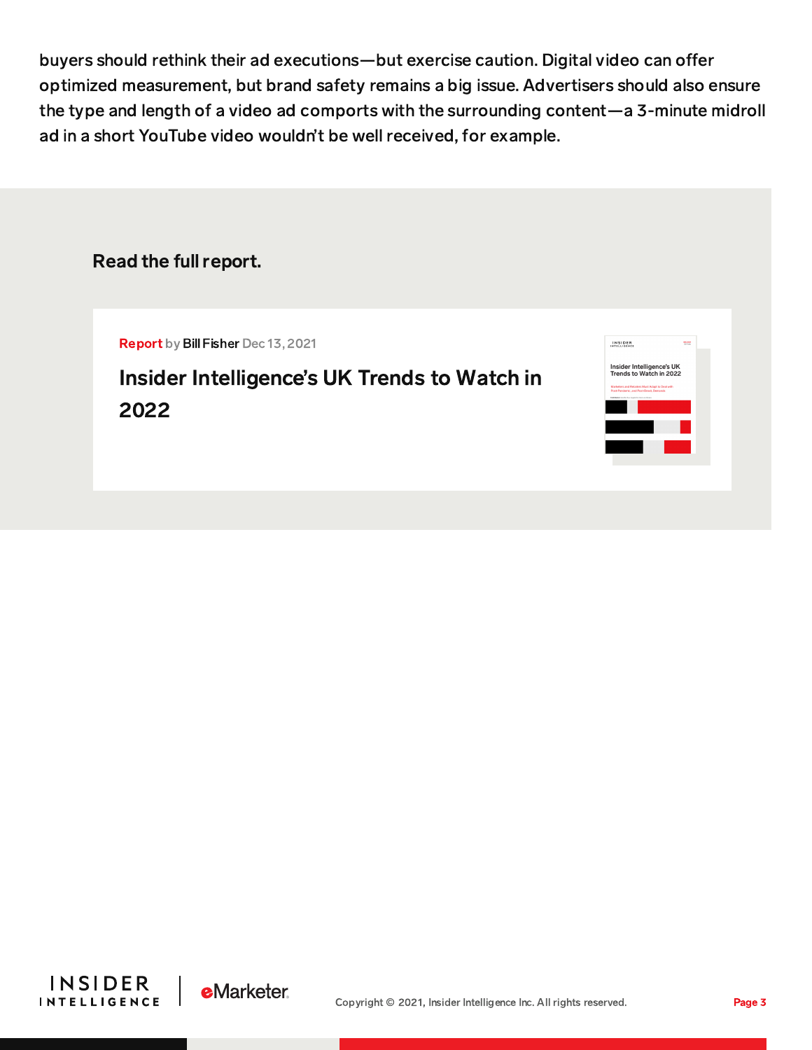buyers should rethink their ad executions—but exercise caution. Digital video can offer optimized measurement, but brand safety remains a big issue. Advertisers should also ensure the type and length of a video ad comports with the surrounding content—a 3-minute midroll ad in a short YouTube video wouldn't be well received, for example.

**Read the full report.**

Report by Bill Fisher Dec 13, 2021

## Insider Intelligence's UK Trends to Watch in 2022